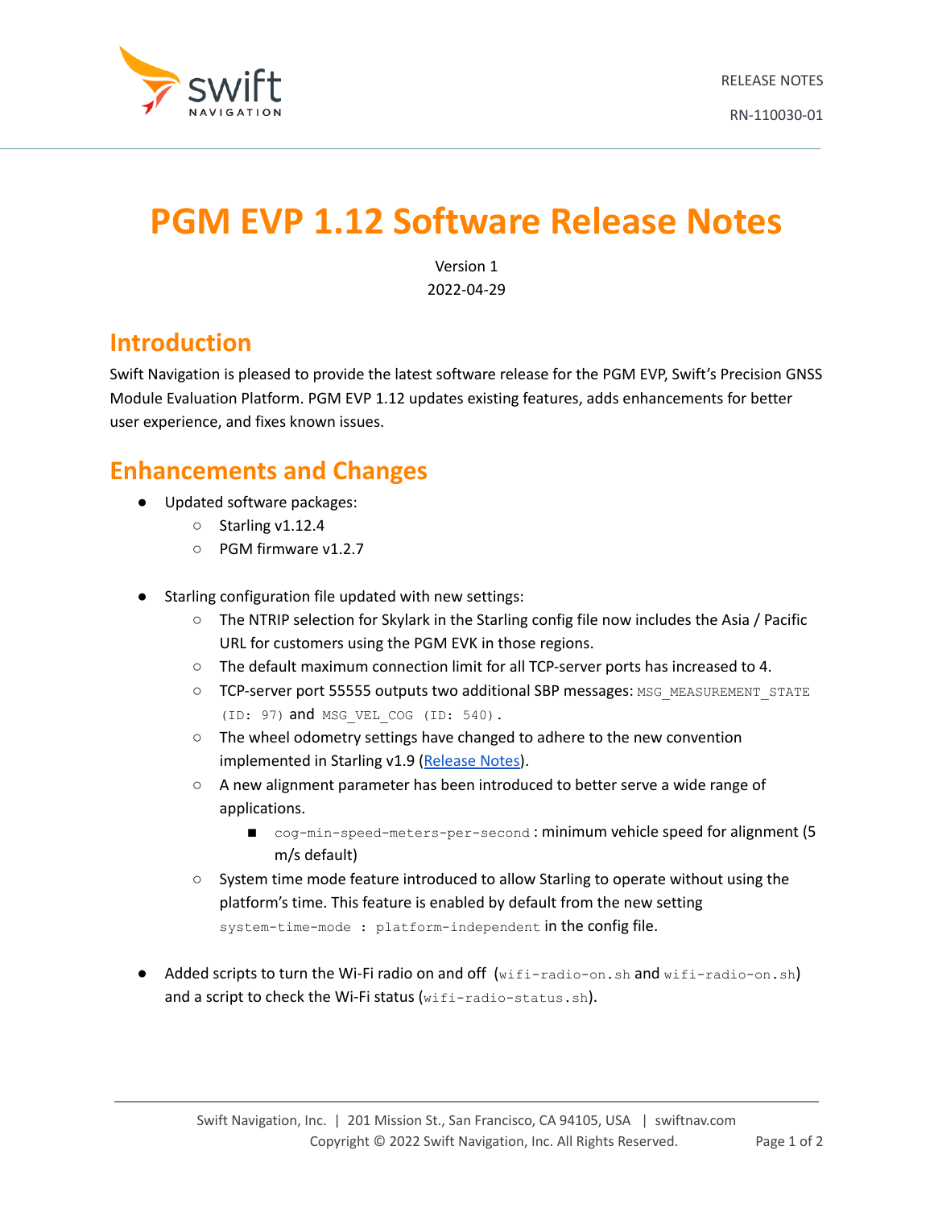RELEASE NOTES

RN-110030-01

# PGM EVP 1.12 Software Release Notes

Version 1
2022-04-29

## Introduction

Swift Navigation is pleased to provide the latest software release for the PGM EVP, Swift's Precision GNSS Module Evaluation Platform. PGM EVP 1.12 updates existing features, adds enhancements for better user experience, and fixes known issues.

## Enhancements and Changes

- Updated software packages:
  - Starling v1.12.4
  - PGM firmware v1.2.7

- Starling configuration file updated with new settings:
  - The NTRIP selection for Skylark in the Starling config file now includes the Asia / Pacific URL for customers using the PGM EVK in those regions.
  - The default maximum connection limit for all TCP-server ports has increased to 4.
  - TCP-server port 55555 outputs two additional SBP messages: `MSG_MEASUREMENT_STATE (ID: 97)` and `MSG_VEL_COG (ID: 540)`.
  - The wheel odometry settings have changed to adhere to the new convention implemented in Starling v1.9 ([Release Notes](Release Notes)).
  - A new alignment parameter has been introduced to better serve a wide range of applications.
    - `cog-min-speed-meters-per-second`: minimum vehicle speed for alignment (5 m/s default)
  - System time mode feature introduced to allow Starling to operate without using the platform's time. This feature is enabled by default from the new setting `system-time-mode : platform-independent` in the config file.

- Added scripts to turn the Wi-Fi radio on and off (`wifi-radio-on.sh` and `wifi-radio-on.sh`) and a script to check the Wi-Fi status (`wifi-radio-status.sh`).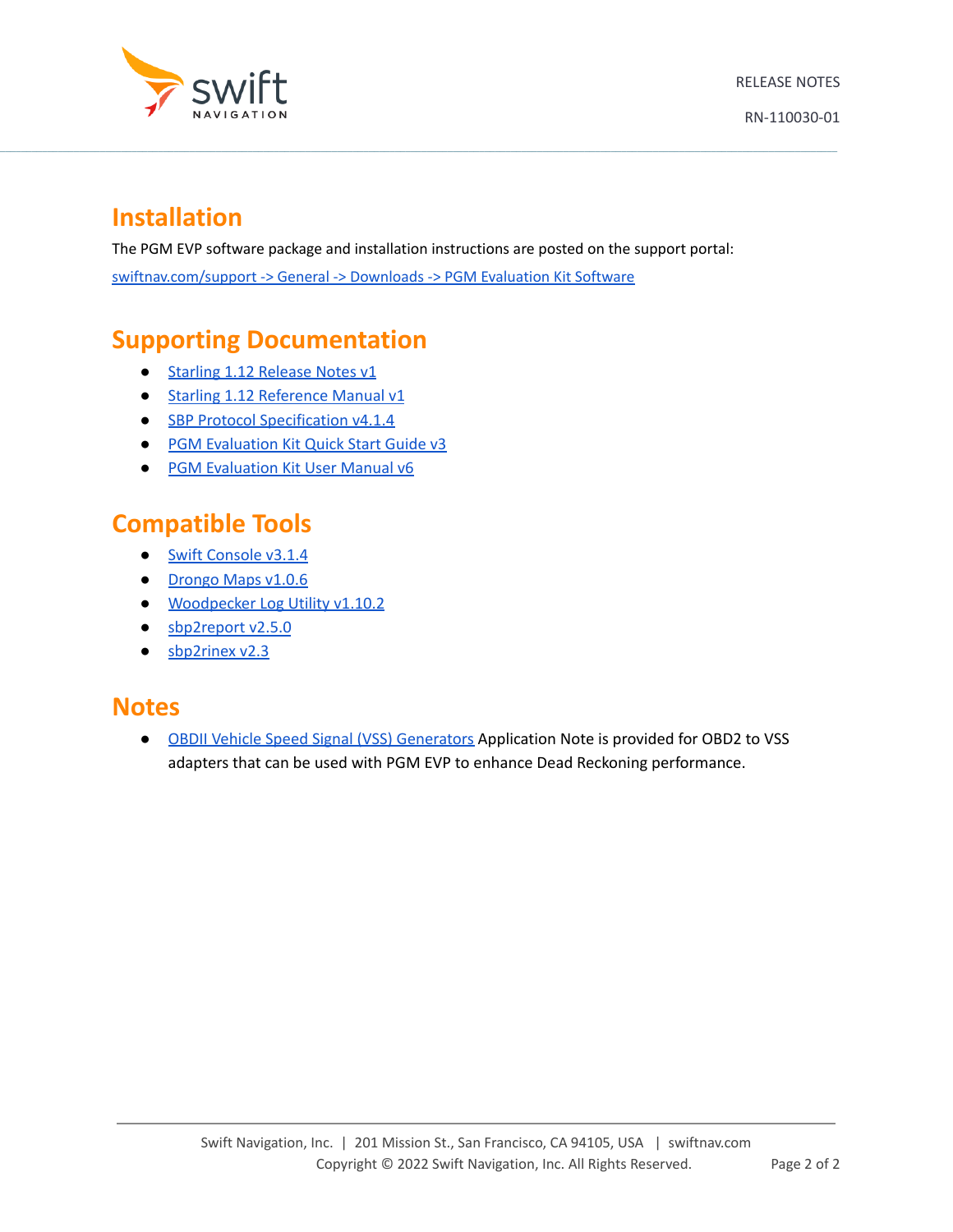## Installation

The PGM EVP software package and installation instructions are posted on the support portal:

swiftnav.com/support -> General -> Downloads -> PGM Evaluation Kit Software

## Supporting Documentation

- Starling 1.12 Release Notes v1
- Starling 1.12 Reference Manual v1
- SBP Protocol Specification v4.1.4
- PGM Evaluation Kit Quick Start Guide v3
- PGM Evaluation Kit User Manual v6

## Compatible Tools

- Swift Console v3.1.4
- Drongo Maps v1.0.6
- Woodpecker Log Utility v1.10.2
- sbp2report v2.5.0
- sbp2rinex v2.3

## Notes

- OBDII Vehicle Speed Signal (VSS) Generators Application Note is provided for OBD2 to VSS adapters that can be used with PGM EVP to enhance Dead Reckoning performance.